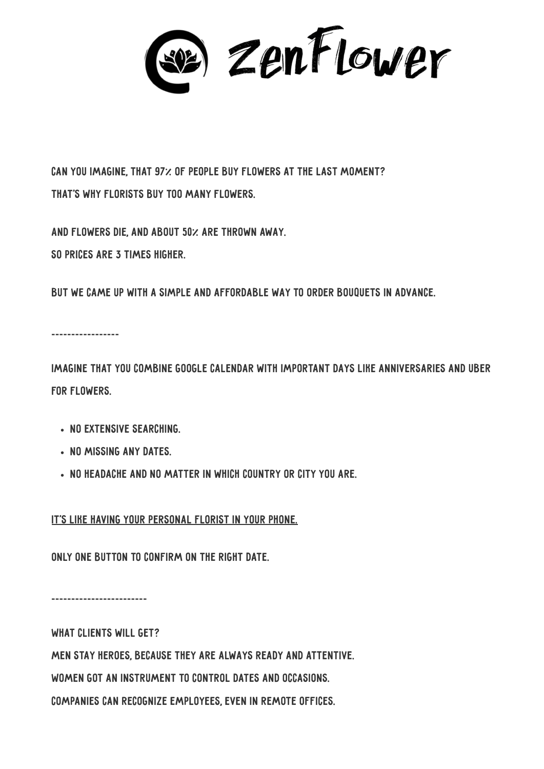# ZenFlower

CAN YOU IMAGINE, THAT 97% OF PEOPLE BUY FLOWERS AT THE LAST MOMENT?

THAT'S WHY FLORISTS BUY TOO MANY FLOWERS.

AND FLOWERS DIE, AND ABOUT 50% ARE THROWN AWAY.

SO PRICES ARE 3 TIMES HIGHER.

BUT WE CAME UP WITH A SIMPLE AND AFFORDABLE WAY TO ORDER BOUQUETS IN ADVANCE.

-----------------

IMAGINE THAT YOU COMBINE GOOGLE CALENDAR WITH IMPORTANT DAYS LIKE ANNIVERSARIES AND UBER FOR FLOWERS.

- NO EXTENSIVE SEARCHING.
- NO MISSING ANY DATES.
- NO HEADACHE AND NO MATTER IN WHICH COUNTRY OR CITY YOU ARE.

<u>IT'S LIKE HAVING YOUR PERSONAL FLORIST IN YOUR PHONE.</u>

ONLY ONE BUTTON TO CONFIRM ON THE RIGHT DATE.

------------------------

WHAT CLIENTS WILL GET?

MEN STAY HEROES, BECAUSE THEY ARE ALWAYS READY AND ATTENTIVE.

WOMEN GOT AN INSTRUMENT TO CONTROL DATES AND OCCASIONS.

COMPANIES CAN RECOGNIZE EMPLOYEES, EVEN IN REMOTE OFFICES.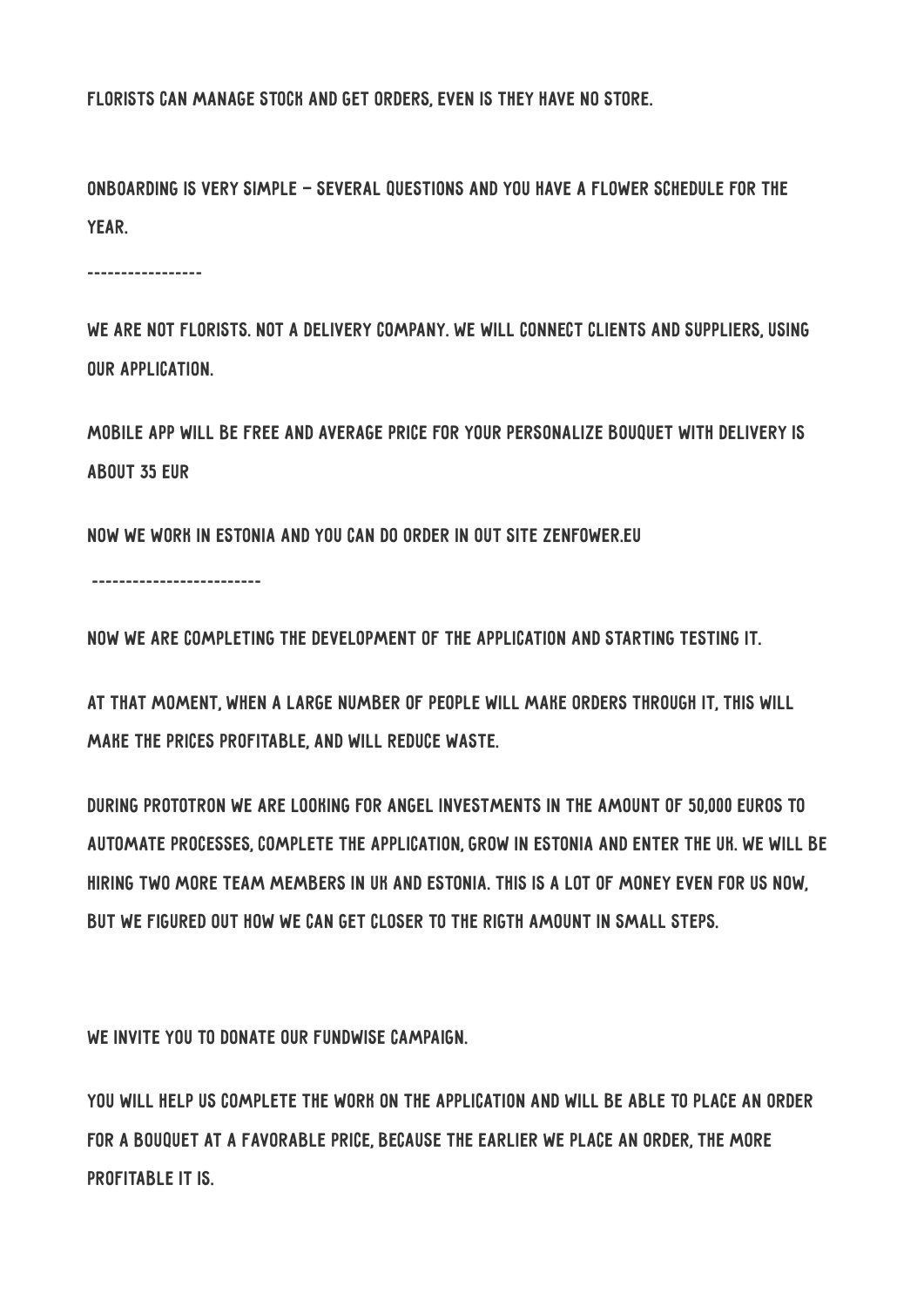FLORISTS CAN MANAGE STOCK AND GET ORDERS, EVEN IS THEY HAVE NO STORE.

ONBOARDING IS VERY SIMPLE – SEVERAL QUESTIONS AND YOU HAVE A FLOWER SCHEDULE FOR THE YEAR.

-----------------

WE ARE NOT FLORISTS. NOT A DELIVERY COMPANY. WE WILL CONNECT CLIENTS AND SUPPLIERS, USING OUR APPLICATION.

MOBILE APP WILL BE FREE AND AVERAGE PRICE FOR YOUR PERSONALIZE BOUQUET WITH DELIVERY IS ABOUT 35 EUR

NOW WE WORK IN ESTONIA AND YOU CAN DO ORDER IN OUT SITE ZENFOWER.EU

-------------------------

NOW WE ARE COMPLETING THE DEVELOPMENT OF THE APPLICATION AND STARTING TESTING IT.

AT THAT MOMENT, WHEN A LARGE NUMBER OF PEOPLE WILL MAKE ORDERS THROUGH IT, THIS WILL MAKE THE PRICES PROFITABLE, AND WILL REDUCE WASTE.

DURING PROTOTRON WE ARE LOOKING FOR ANGEL INVESTMENTS IN THE AMOUNT OF 50,000 EUROS TO AUTOMATE PROCESSES, COMPLETE THE APPLICATION, GROW IN ESTONIA AND ENTER THE UK. WE WILL BE HIRING TWO MORE TEAM MEMBERS IN UK AND ESTONIA. THIS IS A LOT OF MONEY EVEN FOR US NOW, BUT WE FIGURED OUT HOW WE CAN GET CLOSER TO THE RIGTH AMOUNT IN SMALL STEPS.

WE INVITE YOU TO DONATE OUR FUNDWISE CAMPAIGN.

YOU WILL HELP US COMPLETE THE WORK ON THE APPLICATION AND WILL BE ABLE TO PLACE AN ORDER FOR A BOUQUET AT A FAVORABLE PRICE, BECAUSE THE EARLIER WE PLACE AN ORDER, THE MORE PROFITABLE IT IS.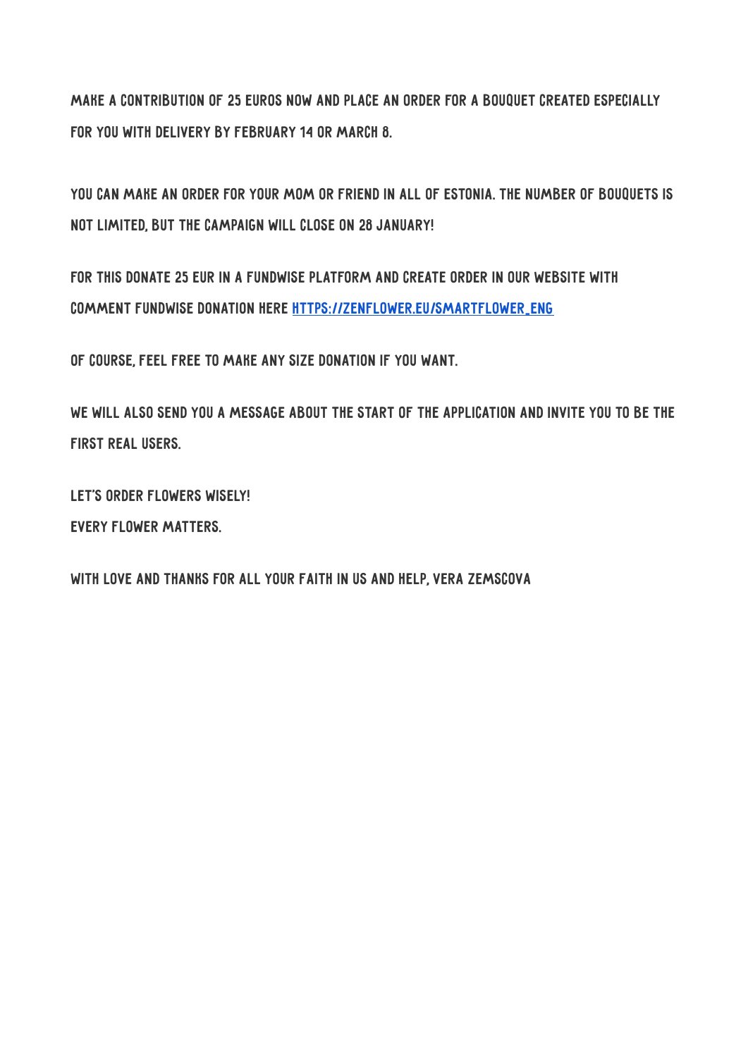MAKE A CONTRIBUTION OF 25 EUROS NOW AND PLACE AN ORDER FOR A BOUQUET CREATED ESPECIALLY FOR YOU WITH DELIVERY BY FEBRUARY 14 OR MARCH 8.

YOU CAN MAKE AN ORDER FOR YOUR MOM OR FRIEND IN ALL OF ESTONIA. THE NUMBER OF BOUQUETS IS NOT LIMITED, BUT THE CAMPAIGN WILL CLOSE ON 28 JANUARY!

FOR THIS DONATE 25 EUR IN A FUNDWISE PLATFORM AND CREATE ORDER IN OUR WEBSITE WITH COMMENT FUNDWISE DONATION HERE [HTTPS://ZENFLOWER.EU/SMARTFLOWER_ENG](https://zenflower.eu/smartflower_eng)

OF COURSE, FEEL FREE TO MAKE ANY SIZE DONATION IF YOU WANT.

WE WILL ALSO SEND YOU A MESSAGE ABOUT THE START OF THE APPLICATION AND INVITE YOU TO BE THE FIRST REAL USERS.

LET'S ORDER FLOWERS WISELY!

EVERY FLOWER MATTERS.

WITH LOVE AND THANKS FOR ALL YOUR FAITH IN US AND HELP, VERA ZEMSCOVA